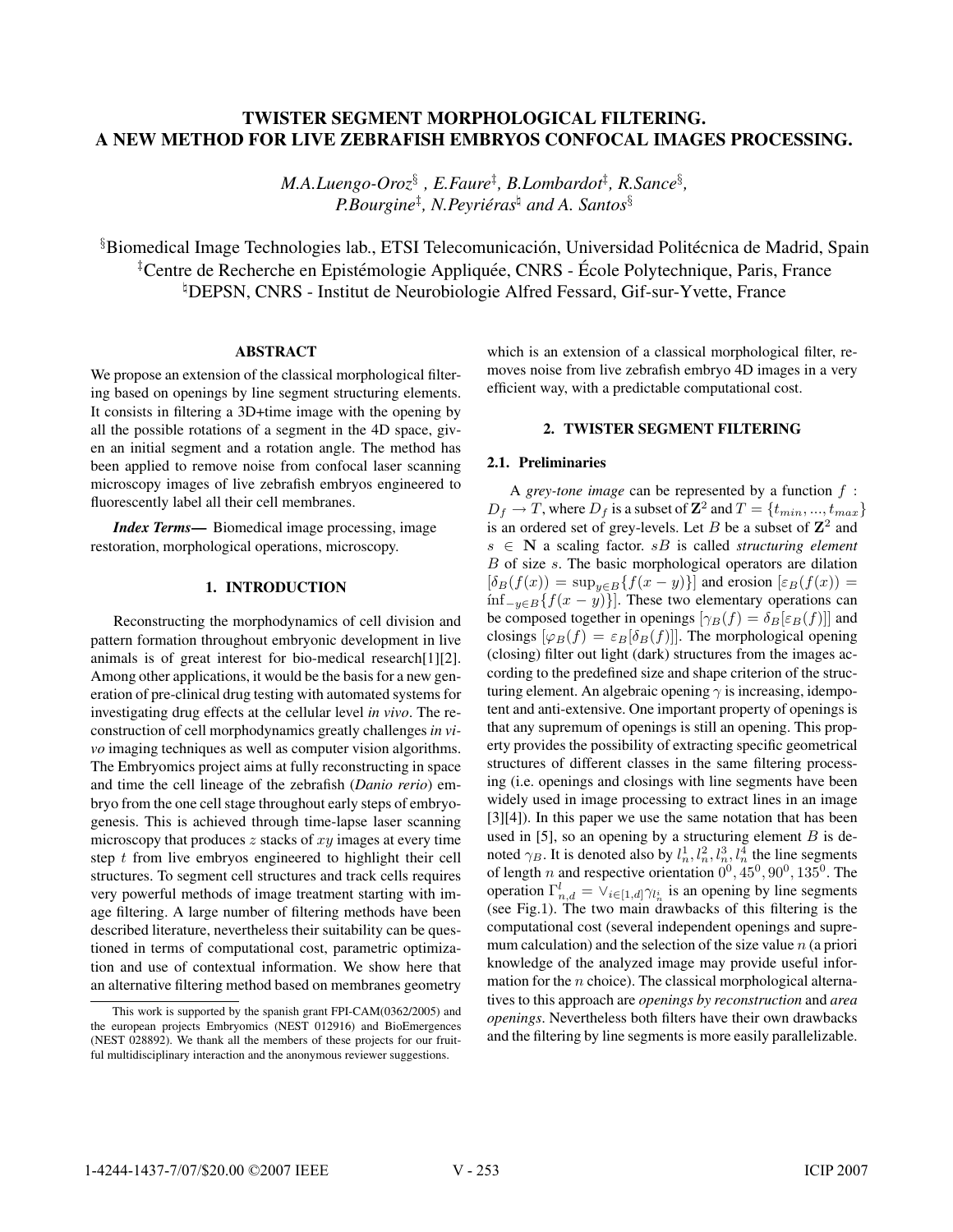# TWISTER SEGMENT MORPHOLOGICAL FILTERING. A NEW METHOD FOR LIVE ZEBRAFISH EMBRYOS CONFOCAL IMAGES PROCESSING.

*M.A.Luengo-Oroz*[§], *E.Faure*[‡], *B.Lombardot*[‡], *R.Sance*[§], *P.Bourgine*[‡], *N.Peyriéras*[♮] *and A. Santos*[§]

[§]Biomedical Image Technologies lab., ETSI Telecomunicación, Universidad Politécnica de Madrid, Spain
[‡]Centre de Recherche en Epistémologie Appliquée, CNRS - École Polytechnique, Paris, France
[♮]DEPSN, CNRS - Institut de Neurobiologie Alfred Fessard, Gif-sur-Yvette, France

## ABSTRACT

We propose an extension of the classical morphological filtering based on openings by line segment structuring elements. It consists in filtering a 3D+time image with the opening by all the possible rotations of a segment in the 4D space, given an initial segment and a rotation angle. The method has been applied to remove noise from confocal laser scanning microscopy images of live zebrafish embryos engineered to fluorescently label all their cell membranes.

***Index Terms*—** Biomedical image processing, image restoration, morphological operations, microscopy.

## 1. INTRODUCTION

Reconstructing the morphodynamics of cell division and pattern formation throughout embryonic development in live animals is of great interest for bio-medical research[1][2]. Among other applications, it would be the basis for a new generation of pre-clinical drug testing with automated systems for investigating drug effects at the cellular level *in vivo*. The reconstruction of cell morphodynamics greatly challenges *in vivo* imaging techniques as well as computer vision algorithms. The Embryomics project aims at fully reconstructing in space and time the cell lineage of the zebrafish (*Danio rerio*) embryo from the one cell stage throughout early steps of embryogenesis. This is achieved through time-lapse laser scanning microscopy that produces $z$ stacks of $xy$ images at every time step $t$ from live embryos engineered to highlight their cell structures. To segment cell structures and track cells requires very powerful methods of image treatment starting with image filtering. A large number of filtering methods have been described literature, nevertheless their suitability can be questioned in terms of computational cost, parametric optimization and use of contextual information. We show here that an alternative filtering method based on membranes geometry which is an extension of a classical morphological filter, removes noise from live zebrafish embryo 4D images in a very efficient way, with a predictable computational cost.

This work is supported by the spanish grant FPI-CAM(0362/2005) and the european projects Embryomics (NEST 012916) and BioEmergences (NEST 028892). We thank all the members of these projects for our fruitful multidisciplinary interaction and the anonymous reviewer suggestions.

## 2. TWISTER SEGMENT FILTERING

### 2.1. Preliminaries

A *grey-tone image* can be represented by a function $f : D_f \to T$, where $D_f$ is a subset of $\mathbf{Z}^2$ and $T = \{t_{min}, ..., t_{max}\}$ is an ordered set of grey-levels. Let $B$ be a subset of $\mathbf{Z}^2$ and $s \in \mathbf{N}$ a scaling factor. $sB$ is called *structuring element* $B$ of size $s$. The basic morphological operators are dilation $[\delta_B(f(x)) = \sup_{y \in B}\{f(x-y)\}]$ and erosion $[\varepsilon_B(f(x)) = \inf_{-y \in B}\{f(x-y)\}]$. These two elementary operations can be composed together in openings $[\gamma_B(f) = \delta_B[\varepsilon_B(f)]]$ and closings $[\varphi_B(f) = \varepsilon_B[\delta_B(f)]]$. The morphological opening (closing) filter out light (dark) structures from the images according to the predefined size and shape criterion of the structuring element. An algebraic opening $\gamma$ is increasing, idempotent and anti-extensive. One important property of openings is that any supremum of openings is still an opening. This property provides the possibility of extracting specific geometrical structures of different classes in the same filtering processing (i.e. openings and closings with line segments have been widely used in image processing to extract lines in an image [3][4]). In this paper we use the same notation that has been used in [5], so an opening by a structuring element $B$ is denoted $\gamma_B$. It is denoted also by $l_n^1, l_n^2, l_n^3, l_n^4$ the line segments of length $n$ and respective orientation $0^0, 45^0, 90^0, 135^0$. The operation $\Gamma_{n,d}^l = \vee_{i \in [1,d]} \gamma_{l_n^i}$ is an opening by line segments (see Fig.1). The two main drawbacks of this filtering is the computational cost (several independent openings and supremum calculation) and the selection of the size value $n$ (a priori knowledge of the analyzed image may provide useful information for the $n$ choice). The classical morphological alternatives to this approach are *openings by reconstruction* and *area openings*. Nevertheless both filters have their own drawbacks and the filtering by line segments is more easily parallelizable.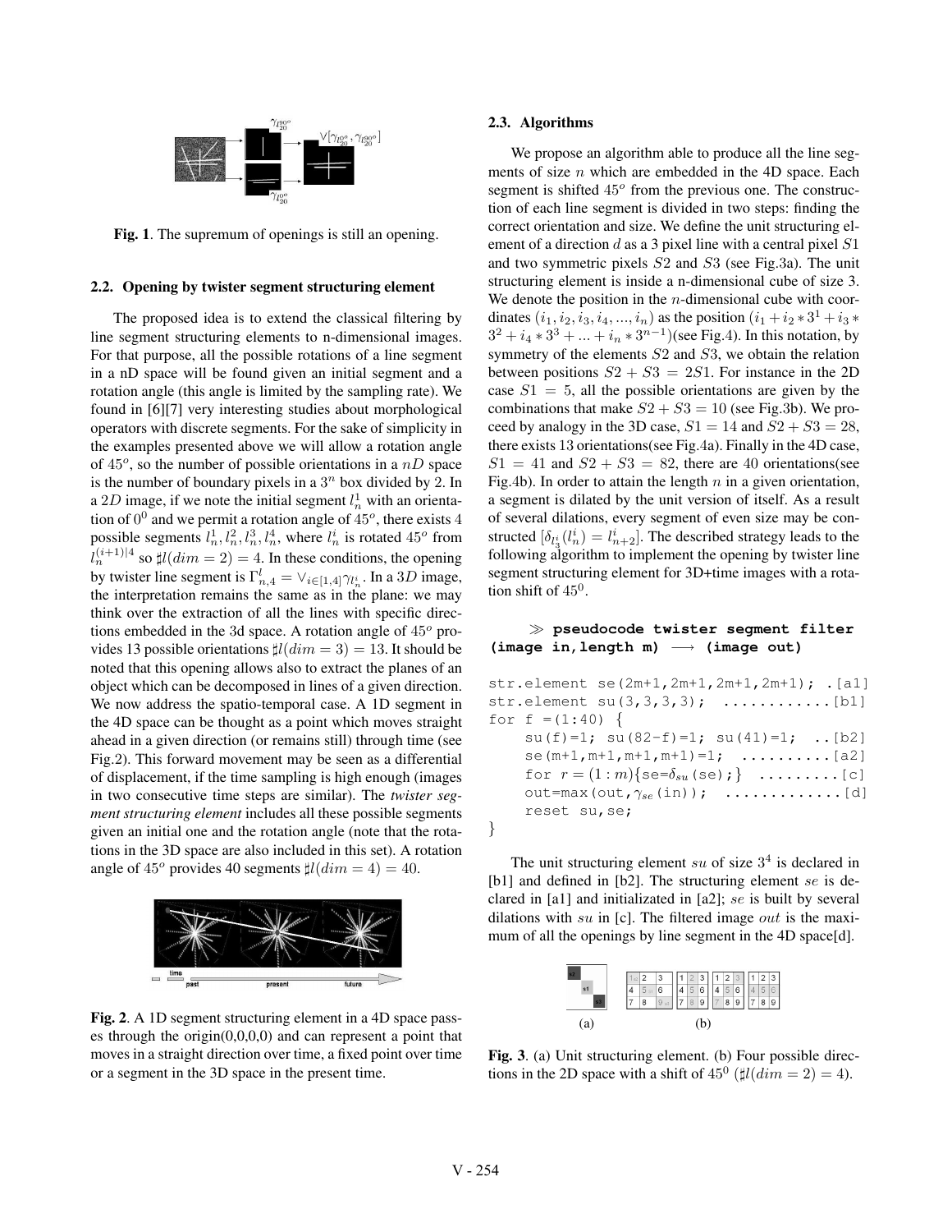**Fig. 1**. The supremum of openings is still an opening.

### 2.2. Opening by twister segment structuring element

The proposed idea is to extend the classical filtering by line segment structuring elements to n-dimensional images. For that purpose, all the possible rotations of a line segment in a nD space will be found given an initial segment and a rotation angle (this angle is limited by the sampling rate). We found in [6][7] very interesting studies about morphological operators with discrete segments. For the sake of simplicity in the examples presented above we will allow a rotation angle of $45^o$, so the number of possible orientations in a $nD$ space is the number of boundary pixels in a $3^n$ box divided by 2. In a $2D$ image, if we note the initial segment $l_n^1$ with an orientation of $0^0$ and we permit a rotation angle of $45^o$, there exists 4 possible segments $l_n^1, l_n^2, l_n^3, l_n^4$, where $l_n^i$ is rotated $45^o$ from $l_n^{(i+1)|4}$ so $\sharp l(dim = 2) = 4$. In these conditions, the opening by twister line segment is $\Gamma_{n,4}^l = \vee_{i \in [1,4]} \gamma_{l_n^i}$. In a $3D$ image, the interpretation remains the same as in the plane: we may think over the extraction of all the lines with specific directions embedded in the 3d space. A rotation angle of $45^o$ provides 13 possible orientations $\sharp l(dim = 3) = 13$. It should be noted that this opening allows also to extract the planes of an object which can be decomposed in lines of a given direction. We now address the spatio-temporal case. A 1D segment in the 4D space can be thought as a point which moves straight ahead in a given direction (or remains still) through time (see Fig.2). This forward movement may be seen as a differential of displacement, if the time sampling is high enough (images in two consecutive time steps are similar). The *twister segment structuring element* includes all these possible segments given an initial one and the rotation angle (note that the rotations in the 3D space are also included in this set). A rotation angle of $45^o$ provides 40 segments $\sharp l(dim = 4) = 40$.

**Fig. 2**. A 1D segment structuring element in a 4D space passes through the origin(0,0,0,0) and can represent a point that moves in a straight direction over time, a fixed point over time or a segment in the 3D space in the present time.

### 2.3. Algorithms

We propose an algorithm able to produce all the line segments of size $n$ which are embedded in the 4D space. Each segment is shifted $45^o$ from the previous one. The construction of each line segment is divided in two steps: finding the correct orientation and size. We define the unit structuring element of a direction $d$ as a 3 pixel line with a central pixel $S1$ and two symmetric pixels $S2$ and $S3$ (see Fig.3a). The unit structuring element is inside a n-dimensional cube of size 3. We denote the position in the $n$-dimensional cube with coordinates $(i_1, i_2, i_3, i_4, ..., i_n)$ as the position $(i_1 + i_2 * 3^1 + i_3 * 3^2 + i_4 * 3^3 + ... + i_n * 3^{n-1})$(see Fig.4). In this notation, by symmetry of the elements $S2$ and $S3$, we obtain the relation between positions $S2 + S3 = 2S1$. For instance in the 2D case $S1 = 5$, all the possible orientations are given by the combinations that make $S2 + S3 = 10$ (see Fig.3b). We proceed by analogy in the 3D case, $S1 = 14$ and $S2 + S3 = 28$, there exists 13 orientations(see Fig.4a). Finally in the 4D case, $S1 = 41$ and $S2 + S3 = 82$, there are 40 orientations(see Fig.4b). In order to attain the length $n$ in a given orientation, a segment is dilated by the unit version of itself. As a result of several dilations, every segment of even size may be constructed $[\delta_{l_3^i}(l_n^i) = l_{n+2}^i]$. The described strategy leads to the following algorithm to implement the opening by twister line segment structuring element for 3D+time images with a rotation shift of $45^0$.

```
≫ pseudocode twister segment filter
(image in,length m) ⟶ (image out)

str.element se(2m+1,2m+1,2m+1,2m+1); .[a1]
str.element su(3,3,3,3); ............[b1]
for f =(1:40) {
    su(f)=1; su(82-f)=1; su(41)=1; ..[b2]
    se(m+1,m+1,m+1,m+1)=1; ..........[a2]
    for r = (1:m){se=δ_su(se);} .........[c]
    out=max(out,γ_se(in)); .............[d]
    reset su,se;
}
```

The unit structuring element $su$ of size $3^4$ is declared in [b1] and defined in [b2]. The structuring element $se$ is declared in [a1] and initializated in [a2]; $se$ is built by several dilations with $su$ in [c]. The filtered image $out$ is the maximum of all the openings by line segment in the 4D space[d].

**Fig. 3**. (a) Unit structuring element. (b) Four possible directions in the 2D space with a shift of $45^0$ ($\sharp l(dim = 2) = 4$).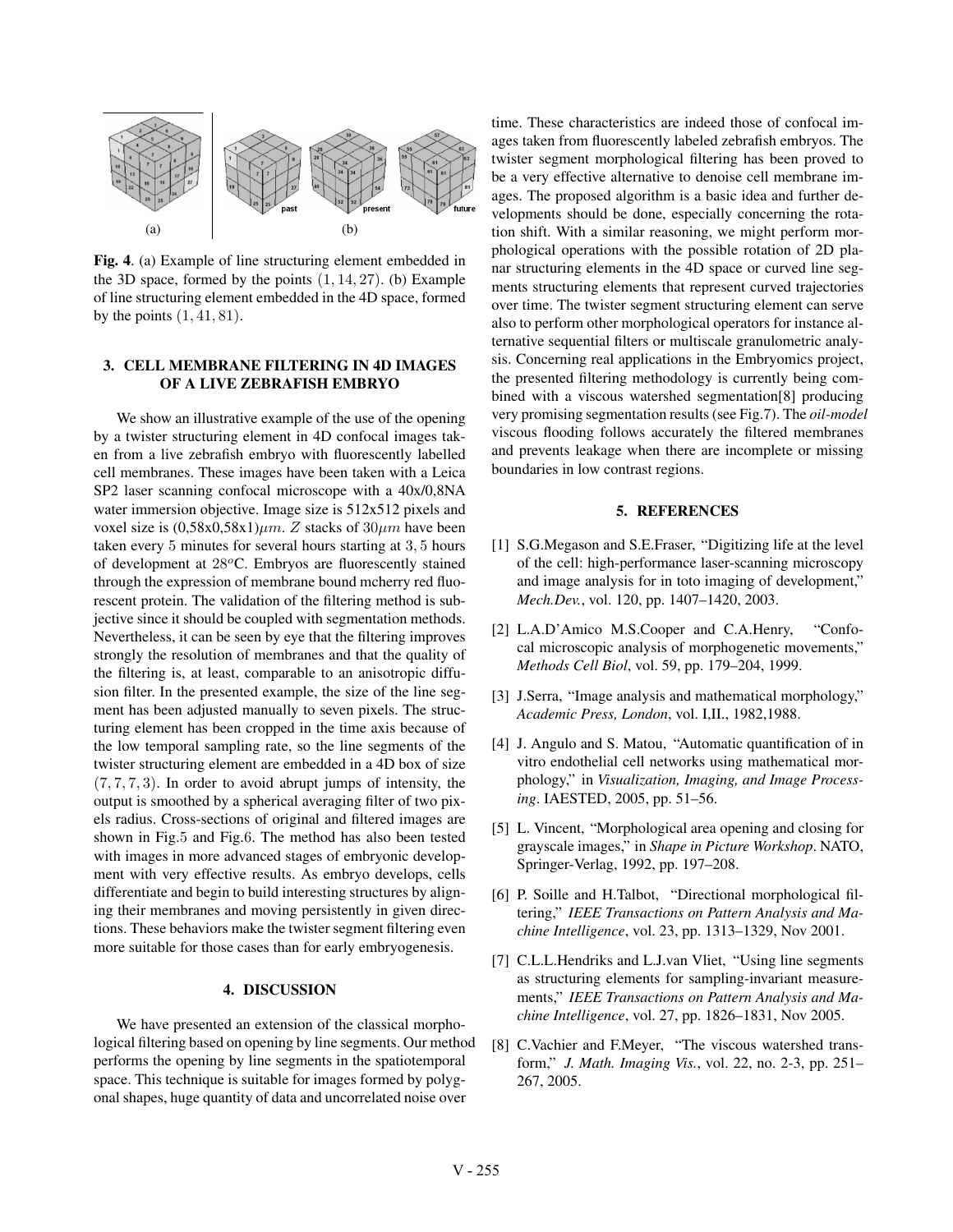Fig. 4. (a) Example of line structuring element embedded in the 3D space, formed by the points $(1, 14, 27)$. (b) Example of line structuring element embedded in the 4D space, formed by the points $(1, 41, 81)$.

## 3. CELL MEMBRANE FILTERING IN 4D IMAGES OF A LIVE ZEBRAFISH EMBRYO

We show an illustrative example of the use of the opening by a twister structuring element in 4D confocal images taken from a live zebrafish embryo with fluorescently labelled cell membranes. These images have been taken with a Leica SP2 laser scanning confocal microscope with a 40x/0,8NA water immersion objective. Image size is 512x512 pixels and voxel size is (0,58x0,58x1)$\mu m$. $Z$ stacks of $30\mu m$ have been taken every $5$ minutes for several hours starting at $3, 5$ hours of development at $28^o$C. Embryos are fluorescently stained through the expression of membrane bound mcherry red fluorescent protein. The validation of the filtering method is subjective since it should be coupled with segmentation methods. Nevertheless, it can be seen by eye that the filtering improves strongly the resolution of membranes and that the quality of the filtering is, at least, comparable to an anisotropic diffusion filter. In the presented example, the size of the line segment has been adjusted manually to seven pixels. The structuring element has been cropped in the time axis because of the low temporal sampling rate, so the line segments of the twister structuring element are embedded in a 4D box of size $(7, 7, 7, 3)$. In order to avoid abrupt jumps of intensity, the output is smoothed by a spherical averaging filter of two pixels radius. Cross-sections of original and filtered images are shown in Fig.$5$ and Fig.$6$. The method has also been tested with images in more advanced stages of embryonic development with very effective results. As embryo develops, cells differentiate and begin to build interesting structures by aligning their membranes and moving persistently in given directions. These behaviors make the twister segment filtering even more suitable for those cases than for early embryogenesis.

## 4. DISCUSSION

We have presented an extension of the classical morphological filtering based on opening by line segments. Our method performs the opening by line segments in the spatiotemporal space. This technique is suitable for images formed by polygonal shapes, huge quantity of data and uncorrelated noise over time. These characteristics are indeed those of confocal images taken from fluorescently labeled zebrafish embryos. The twister segment morphological filtering has been proved to be a very effective alternative to denoise cell membrane images. The proposed algorithm is a basic idea and further developments should be done, especially concerning the rotation shift. With a similar reasoning, we might perform morphological operations with the possible rotation of 2D planar structuring elements in the 4D space or curved line segments structuring elements that represent curved trajectories over time. The twister segment structuring element can serve also to perform other morphological operators for instance alternative sequential filters or multiscale granulometric analysis. Concerning real applications in the Embryomics project, the presented filtering methodology is currently being combined with a viscous watershed segmentation[8] producing very promising segmentation results (see Fig.7). The *oil-model* viscous flooding follows accurately the filtered membranes and prevents leakage when there are incomplete or missing boundaries in low contrast regions.

## 5. REFERENCES

[1] S.G.Megason and S.E.Fraser, "Digitizing life at the level of the cell: high-performance laser-scanning microscopy and image analysis for in toto imaging of development," *Mech.Dev.*, vol. 120, pp. 1407–1420, 2003.

[2] L.A.D'Amico M.S.Cooper and C.A.Henry, "Confocal microscopic analysis of morphogenetic movements," *Methods Cell Biol*, vol. 59, pp. 179–204, 1999.

[3] J.Serra, "Image analysis and mathematical morphology," *Academic Press, London*, vol. I,II., 1982,1988.

[4] J. Angulo and S. Matou, "Automatic quantification of in vitro endothelial cell networks using mathematical morphology," in *Visualization, Imaging, and Image Processing*. IAESTED, 2005, pp. 51–56.

[5] L. Vincent, "Morphological area opening and closing for grayscale images," in *Shape in Picture Workshop*. NATO, Springer-Verlag, 1992, pp. 197–208.

[6] P. Soille and H.Talbot, "Directional morphological filtering," *IEEE Transactions on Pattern Analysis and Machine Intelligence*, vol. 23, pp. 1313–1329, Nov 2001.

[7] C.L.L.Hendriks and L.J.van Vliet, "Using line segments as structuring elements for sampling-invariant measurements," *IEEE Transactions on Pattern Analysis and Machine Intelligence*, vol. 27, pp. 1826–1831, Nov 2005.

[8] C.Vachier and F.Meyer, "The viscous watershed transform," *J. Math. Imaging Vis.*, vol. 22, no. 2-3, pp. 251–267, 2005.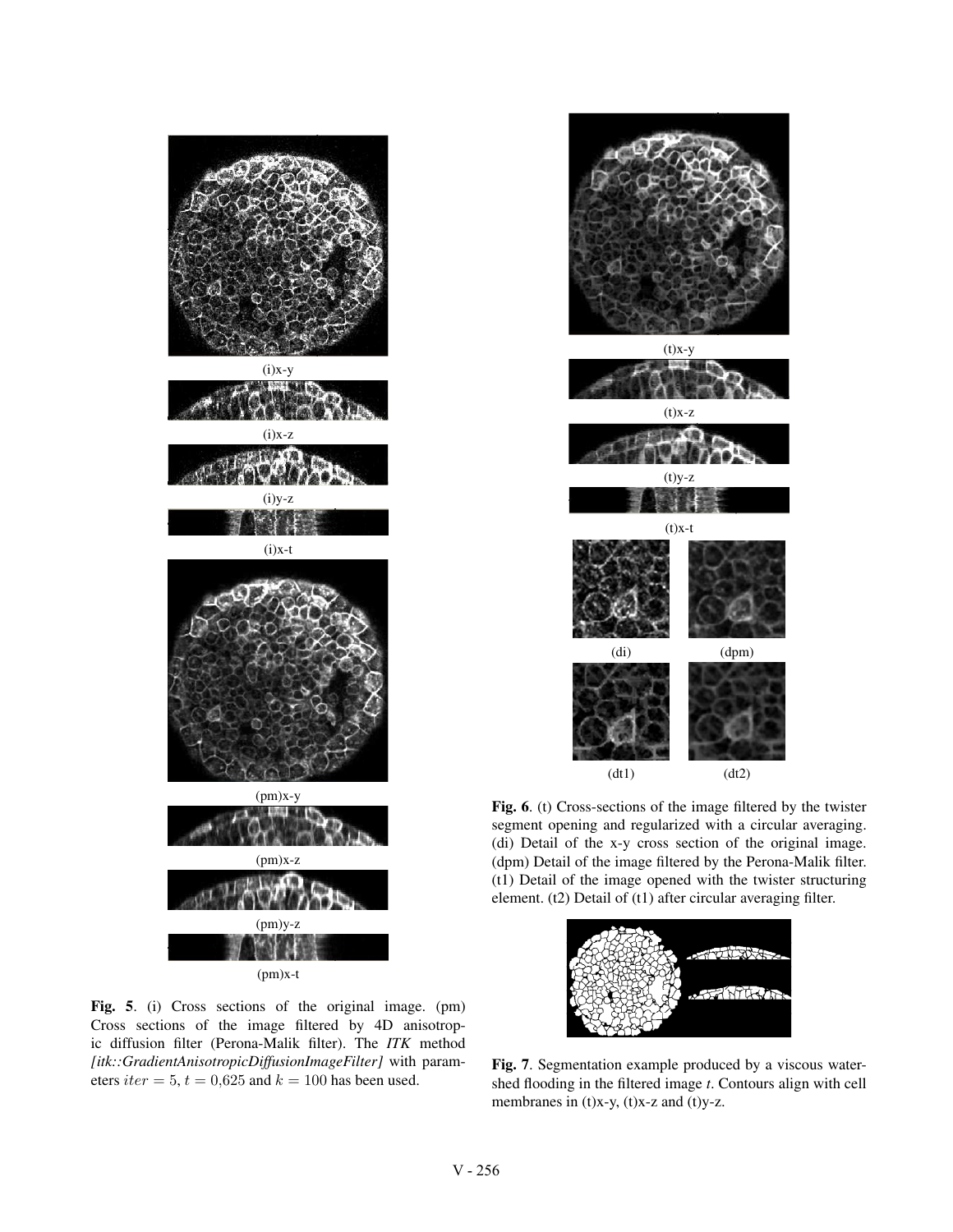(i)x-y

(i)x-z

(i)y-z

(i)x-t

(pm)x-y

(pm)x-z

(pm)y-z

(pm)x-t

**Fig. 5**. (i) Cross sections of the original image. (pm) Cross sections of the image filtered by 4D anisotropic diffusion filter (Perona-Malik filter). The *ITK* method *[itk::GradientAnisotropicDiffusionImageFilter]* with parameters $iter = 5$, $t = 0{,}625$ and $k = 100$ has been used.

(t)x-y

(t)x-z

(t)y-z

(t)x-t

(di)

(dpm)

(dt1)

(dt2)

**Fig. 6**. (t) Cross-sections of the image filtered by the twister segment opening and regularized with a circular averaging. (di) Detail of the x-y cross section of the original image. (dpm) Detail of the image filtered by the Perona-Malik filter. (t1) Detail of the image opened with the twister structuring element. (t2) Detail of (t1) after circular averaging filter.

**Fig. 7**. Segmentation example produced by a viscous watershed flooding in the filtered image *t*. Contours align with cell membranes in (t)x-y, (t)x-z and (t)y-z.